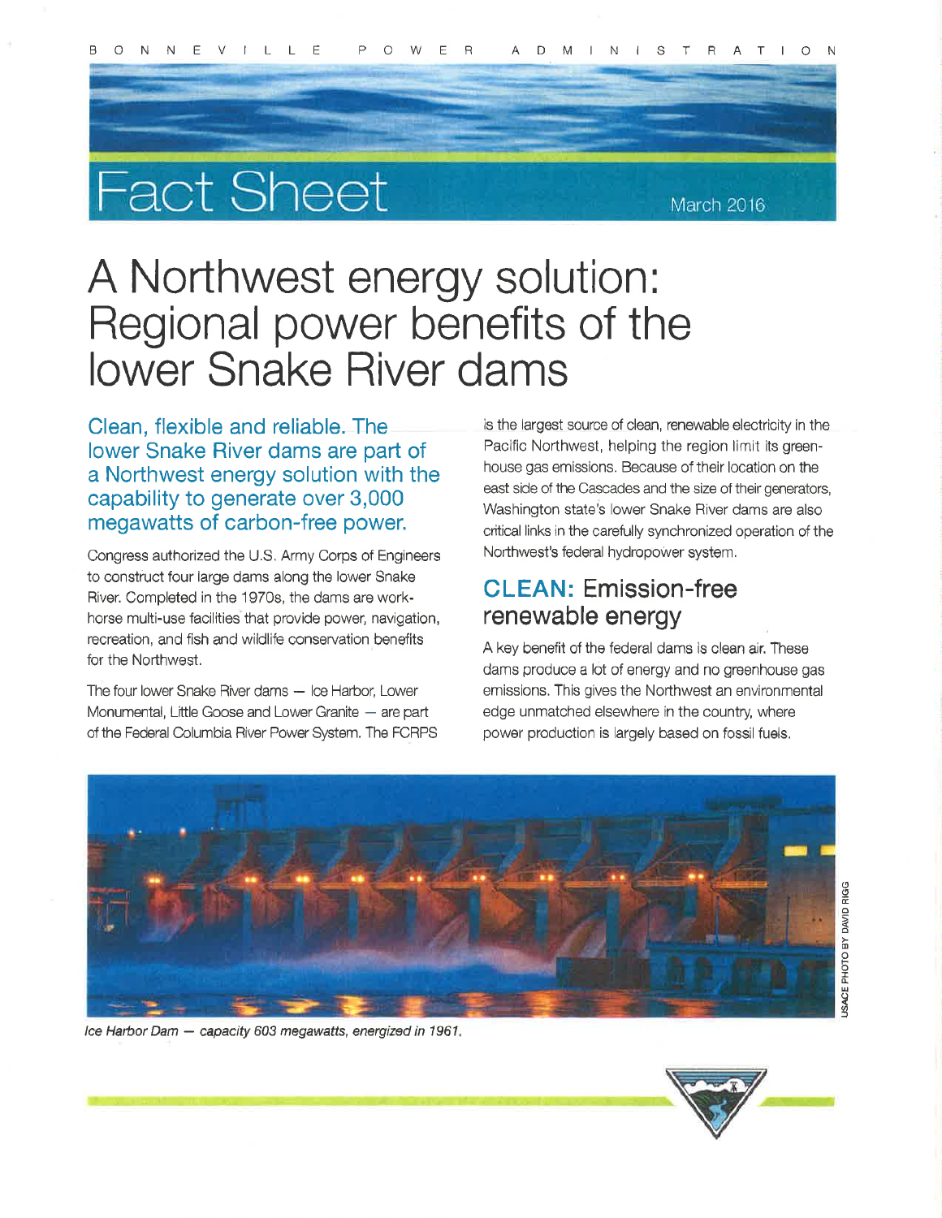BONNEVILLE POWER ADMINISTRATION

# Fact Sheet

March 2016

# A Northwest energy solution: Regional power benefits of the lower Snake River dams

## Clean, flexible and reliable. The lower Snake River dams are part of a Northwest energy solution with the capability to generate over 3,000 megawatts of carbon-free power.

Congress authorized the U.S. Army Corps of Engineers to construct four large dams along the lower Snake River. Completed in the 1970s, the dams are work-horse multi-use facilities that provide power, navigation, recreation, and fish and wildlife conservation benefits for the Northwest.

The four lower Snake River dams — Ice Harbor, Lower Monumental, Little Goose and Lower Granite — are part of the Federal Columbia River Power System. The FCRPS is the largest source of clean, renewable electricity in the Pacific Northwest, helping the region limit its greenhouse gas emissions. Because of their location on the east side of the Cascades and the size of their generators, Washington state's lower Snake River dams are also critical links in the carefully synchronized operation of the Northwest's federal hydropower system.

## CLEAN: Emission-free renewable energy

A key benefit of the federal dams is clean air. These dams produce a lot of energy and no greenhouse gas emissions. This gives the Northwest an environmental edge unmatched elsewhere in the country, where power production is largely based on fossil fuels.

USACE PHOTO BY DAVID RIGG

*Ice Harbor Dam — capacity 603 megawatts, energized in 1961.*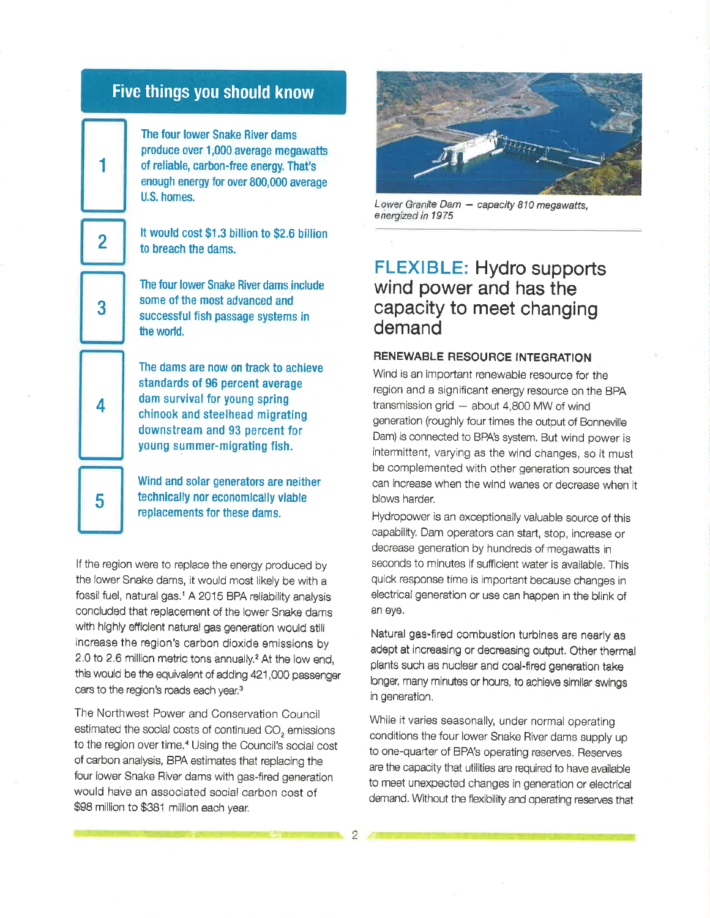## Five things you should know

1. **The four lower Snake River dams produce over 1,000 average megawatts of reliable, carbon-free energy. That's enough energy for over 800,000 average U.S. homes.**

2. **It would cost $1.3 billion to $2.6 billion to breach the dams.**

3. **The four lower Snake River dams include some of the most advanced and successful fish passage systems in the world.**

4. **The dams are now on track to achieve standards of 96 percent average dam survival for young spring chinook and steelhead migrating downstream and 93 percent for young summer-migrating fish.**

5. **Wind and solar generators are neither technically nor economically viable replacements for these dams.**

If the region were to replace the energy produced by the lower Snake dams, it would most likely be with a fossil fuel, natural gas.[1] A 2015 BPA reliability analysis concluded that replacement of the lower Snake dams with highly efficient natural gas generation would still increase the region's carbon dioxide emissions by 2.0 to 2.6 million metric tons annually.[2] At the low end, this would be the equivalent of adding 421,000 passenger cars to the region's roads each year.[3]

The Northwest Power and Conservation Council estimated the social costs of continued $CO_2$ emissions to the region over time.[4] Using the Council's social cost of carbon analysis, BPA estimates that replacing the four lower Snake River dams with gas-fired generation would have an associated social carbon cost of $98 million to $381 million each year.

*Lower Granite Dam — capacity 810 megawatts, energized in 1975*

## FLEXIBLE: Hydro supports wind power and has the capacity to meet changing demand

### RENEWABLE RESOURCE INTEGRATION

Wind is an important renewable resource for the region and a significant energy resource on the BPA transmission grid — about 4,800 MW of wind generation (roughly four times the output of Bonneville Dam) is connected to BPA's system. But wind power is intermittent, varying as the wind changes, so it must be complemented with other generation sources that can increase when the wind wanes or decrease when it blows harder.

Hydropower is an exceptionally valuable source of this capability. Dam operators can start, stop, increase or decrease generation by hundreds of megawatts in seconds to minutes if sufficient water is available. This quick response time is important because changes in electrical generation or use can happen in the blink of an eye.

Natural gas-fired combustion turbines are nearly as adept at increasing or decreasing output. Other thermal plants such as nuclear and coal-fired generation take longer, many minutes or hours, to achieve similar swings in generation.

While it varies seasonally, under normal operating conditions the four lower Snake River dams supply up to one-quarter of BPA's operating reserves. Reserves are the capacity that utilities are required to have available to meet unexpected changes in generation or electrical demand. Without the flexibility and operating reserves that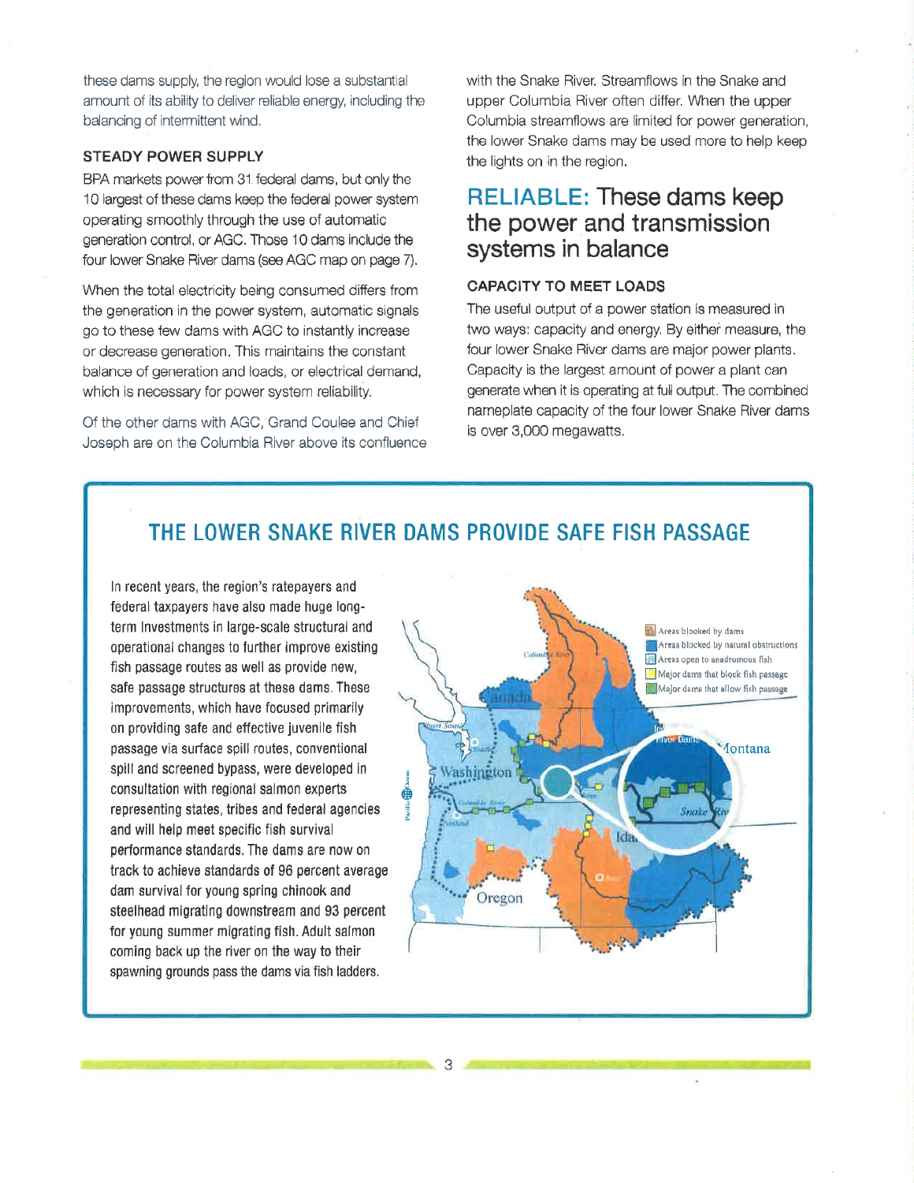these dams supply, the region would lose a substantial amount of its ability to deliver reliable energy, including the balancing of intermittent wind.

### STEADY POWER SUPPLY

BPA markets power from 31 federal dams, but only the 10 largest of these dams keep the federal power system operating smoothly through the use of automatic generation control, or AGC. Those 10 dams include the four lower Snake River dams (see AGC map on page 7).

When the total electricity being consumed differs from the generation in the power system, automatic signals go to these few dams with AGC to instantly increase or decrease generation. This maintains the constant balance of generation and loads, or electrical demand, which is necessary for power system reliability.

Of the other dams with AGC, Grand Coulee and Chief Joseph are on the Columbia River above its confluence with the Snake River. Streamflows in the Snake and upper Columbia River often differ. When the upper Columbia streamflows are limited for power generation, the lower Snake dams may be used more to help keep the lights on in the region.

## RELIABLE: These dams keep the power and transmission systems in balance

### CAPACITY TO MEET LOADS

The useful output of a power station is measured in two ways: capacity and energy. By either measure, the four lower Snake River dams are major power plants. Capacity is the largest amount of power a plant can generate when it is operating at full output. The combined nameplate capacity of the four lower Snake River dams is over 3,000 megawatts.

## THE LOWER SNAKE RIVER DAMS PROVIDE SAFE FISH PASSAGE

In recent years, the region's ratepayers and federal taxpayers have also made huge long-term investments in large-scale structural and operational changes to further improve existing fish passage routes as well as provide new, safe passage structures at these dams. These improvements, which have focused primarily on providing safe and effective juvenile fish passage via surface spill routes, conventional spill and screened bypass, were developed in consultation with regional salmon experts representing states, tribes and federal agencies and will help meet specific fish survival performance standards. The dams are now on track to achieve standards of 96 percent average dam survival for young spring chinook and steelhead migrating downstream and 93 percent for young summer migrating fish. Adult salmon coming back up the river on the way to their spawning grounds pass the dams via fish ladders.

- Areas blocked by dams
- Areas blocked by natural obstructions
- Areas open to anadromous fish
- Major dams that block fish passage
- Major dams that allow fish passage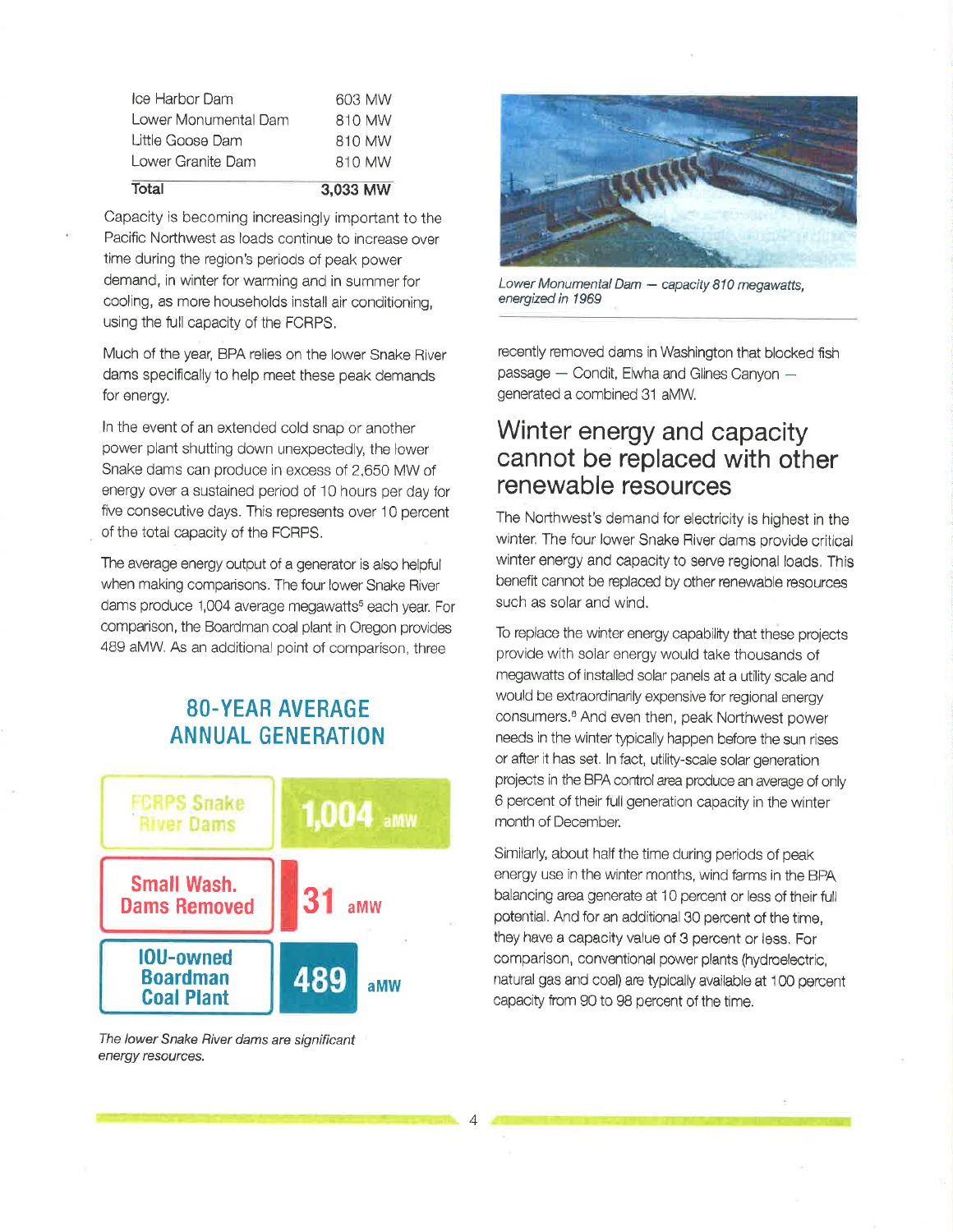| | |
|---|---|
| Ice Harbor Dam | 603 MW |
| Lower Monumental Dam | 810 MW |
| Little Goose Dam | 810 MW |
| Lower Granite Dam | 810 MW |
| **Total** | **3,033 MW** |

Capacity is becoming increasingly important to the Pacific Northwest as loads continue to increase over time during the region's periods of peak power demand, in winter for warming and in summer for cooling, as more households install air conditioning, using the full capacity of the FCRPS.

Much of the year, BPA relies on the lower Snake River dams specifically to help meet these peak demands for energy.

In the event of an extended cold snap or another power plant shutting down unexpectedly, the lower Snake dams can produce in excess of 2,650 MW of energy over a sustained period of 10 hours per day for five consecutive days. This represents over 10 percent of the total capacity of the FCRPS.

The average energy output of a generator is also helpful when making comparisons. The four lower Snake River dams produce 1,004 average megawatts[5] each year. For comparison, the Boardman coal plant in Oregon provides 489 aMW. As an additional point of comparison, three recently removed dams in Washington that blocked fish passage — Condit, Elwha and Glines Canyon — generated a combined 31 aMW.

## 80-YEAR AVERAGE ANNUAL GENERATION

| | |
|---|---|
| FCRPS Snake River Dams | 1,004 aMW |
| Small Wash. Dams Removed | 31 aMW |
| IOU-owned Boardman Coal Plant | 489 aMW |

*The lower Snake River dams are significant energy resources.*

*Lower Monumental Dam — capacity 810 megawatts, energized in 1969*

## Winter energy and capacity cannot be replaced with other renewable resources

The Northwest's demand for electricity is highest in the winter. The four lower Snake River dams provide critical winter energy and capacity to serve regional loads. This benefit cannot be replaced by other renewable resources such as solar and wind.

To replace the winter energy capability that these projects provide with solar energy would take thousands of megawatts of installed solar panels at a utility scale and would be extraordinarily expensive for regional energy consumers.[6] And even then, peak Northwest power needs in the winter typically happen before the sun rises or after it has set. In fact, utility-scale solar generation projects in the BPA control area produce an average of only 6 percent of their full generation capacity in the winter month of December.

Similarly, about half the time during periods of peak energy use in the winter months, wind farms in the BPA balancing area generate at 10 percent or less of their full potential. And for an additional 30 percent of the time, they have a capacity value of 3 percent or less. For comparison, conventional power plants (hydroelectric, natural gas and coal) are typically available at 100 percent capacity from 90 to 98 percent of the time.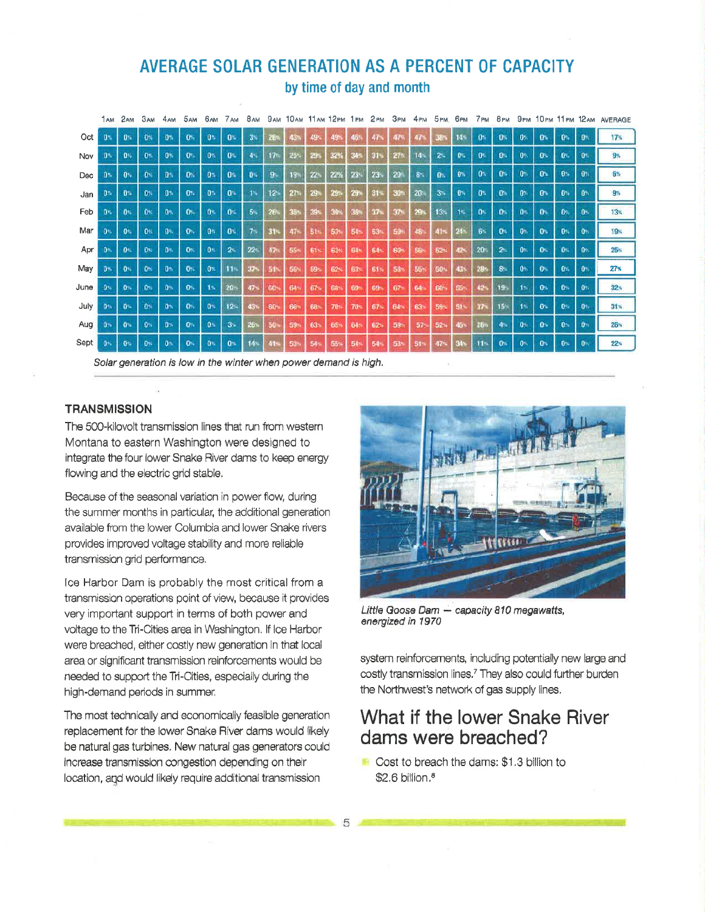## AVERAGE SOLAR GENERATION AS A PERCENT OF CAPACITY

### by time of day and month

| | 1AM | 2AM | 3AM | 4AM | 5AM | 6AM | 7AM | 8AM | 9AM | 10AM | 11AM | 12PM | 1PM | 2PM | 3PM | 4PM | 5PM | 6PM | 7PM | 8PM | 9PM | 10PM | 11PM | 12AM | AVERAGE |
|---|---|---|---|---|---|---|---|---|---|---|---|---|---|---|---|---|---|---|---|---|---|---|---|---|---|
| Oct | 0% | 0% | 0% | 0% | 0% | 0% | 0% | 3% | 28% | 43% | 49% | 49% | 46% | 47% | 47% | 47% | 38% | 14% | 0% | 0% | 0% | 0% | 0% | 0% | 17% |
| Nov | 0% | 0% | 0% | 0% | 0% | 0% | 0% | 4% | 17% | 25% | 29% | 32% | 34% | 31% | 27% | 14% | 2% | 0% | 0% | 0% | 0% | 0% | 0% | 0% | 9% |
| Dec | 0% | 0% | 0% | 0% | 0% | 0% | 0% | 0% | 9% | 19% | 22% | 22% | 23% | 23% | 20% | 8% | 0% | 0% | 0% | 0% | 0% | 0% | 0% | 0% | 6% |
| Jan | 0% | 0% | 0% | 0% | 0% | 0% | 0% | 1% | 12% | 27% | 29% | 29% | 29% | 31% | 30% | 20% | 3% | 0% | 0% | 0% | 0% | 0% | 0% | 0% | 9% |
| Feb | 0% | 0% | 0% | 0% | 0% | 0% | 0% | 5% | 26% | 38% | 39% | 39% | 38% | 37% | 37% | 29% | 13% | 1% | 0% | 0% | 0% | 0% | 0% | 0% | 13% |
| Mar | 0% | 0% | 0% | 0% | 0% | 0% | 0% | 7% | 31% | 47% | 51% | 53% | 54% | 53% | 53% | 48% | 41% | 24% | 6% | 0% | 0% | 0% | 0% | 0% | 19% |
| Apr | 0% | 0% | 0% | 0% | 0% | 0% | 2% | 22% | 47% | 55% | 61% | 63% | 64% | 64% | 60% | 56% | 52% | 42% | 20% | 2% | 0% | 0% | 0% | 0% | 25% |
| May | 0% | 0% | 0% | 0% | 0% | 0% | 11% | 37% | 51% | 56% | 59% | 62% | 63% | 61% | 58% | 55% | 50% | 43% | 28% | 8% | 0% | 0% | 0% | 0% | 27% |
| June | 0% | 0% | 0% | 0% | 0% | 1% | 20% | 47% | 60% | 64% | 67% | 68% | 69% | 69% | 67% | 64% | 60% | 55% | 42% | 19% | 1% | 0% | 0% | 0% | 32% |
| July | 0% | 0% | 0% | 0% | 0% | 0% | 12% | 43% | 60% | 66% | 68% | 70% | 70% | 67% | 64% | 63% | 59% | 51% | 37% | 15% | 1% | 0% | 0% | 0% | 31% |
| Aug | 0% | 0% | 0% | 0% | 0% | 0% | 3% | 26% | 50% | 59% | 63% | 65% | 64% | 62% | 59% | 57% | 52% | 45% | 26% | 4% | 0% | 0% | 0% | 0% | 26% |
| Sept | 0% | 0% | 0% | 0% | 0% | 0% | 0% | 14% | 41% | 53% | 54% | 55% | 54% | 54% | 53% | 51% | 47% | 34% | 11% | 0% | 0% | 0% | 0% | 0% | 22% |

*Solar generation is low in the winter when power demand is high.*

### TRANSMISSION

The 500-kilovolt transmission lines that run from western Montana to eastern Washington were designed to integrate the four lower Snake River dams to keep energy flowing and the electric grid stable.

Because of the seasonal variation in power flow, during the summer months in particular, the additional generation available from the lower Columbia and lower Snake rivers provides improved voltage stability and more reliable transmission grid performance.

Ice Harbor Dam is probably the most critical from a transmission operations point of view, because it provides very important support in terms of both power and voltage to the Tri-Cities area in Washington. If Ice Harbor were breached, either costly new generation in that local area or significant transmission reinforcements would be needed to support the Tri-Cities, especially during the high-demand periods in summer.

The most technically and economically feasible generation replacement for the lower Snake River dams would likely be natural gas turbines. New natural gas generators could increase transmission congestion depending on their location, and would likely require additional transmission system reinforcements, including potentially new large and costly transmission lines.[7] They also could further burden the Northwest's network of gas supply lines.

*Little Goose Dam — capacity 810 megawatts, energized in 1970*

## What if the lower Snake River dams were breached?

- Cost to breach the dams: $1.3 billion to $2.6 billion.[8]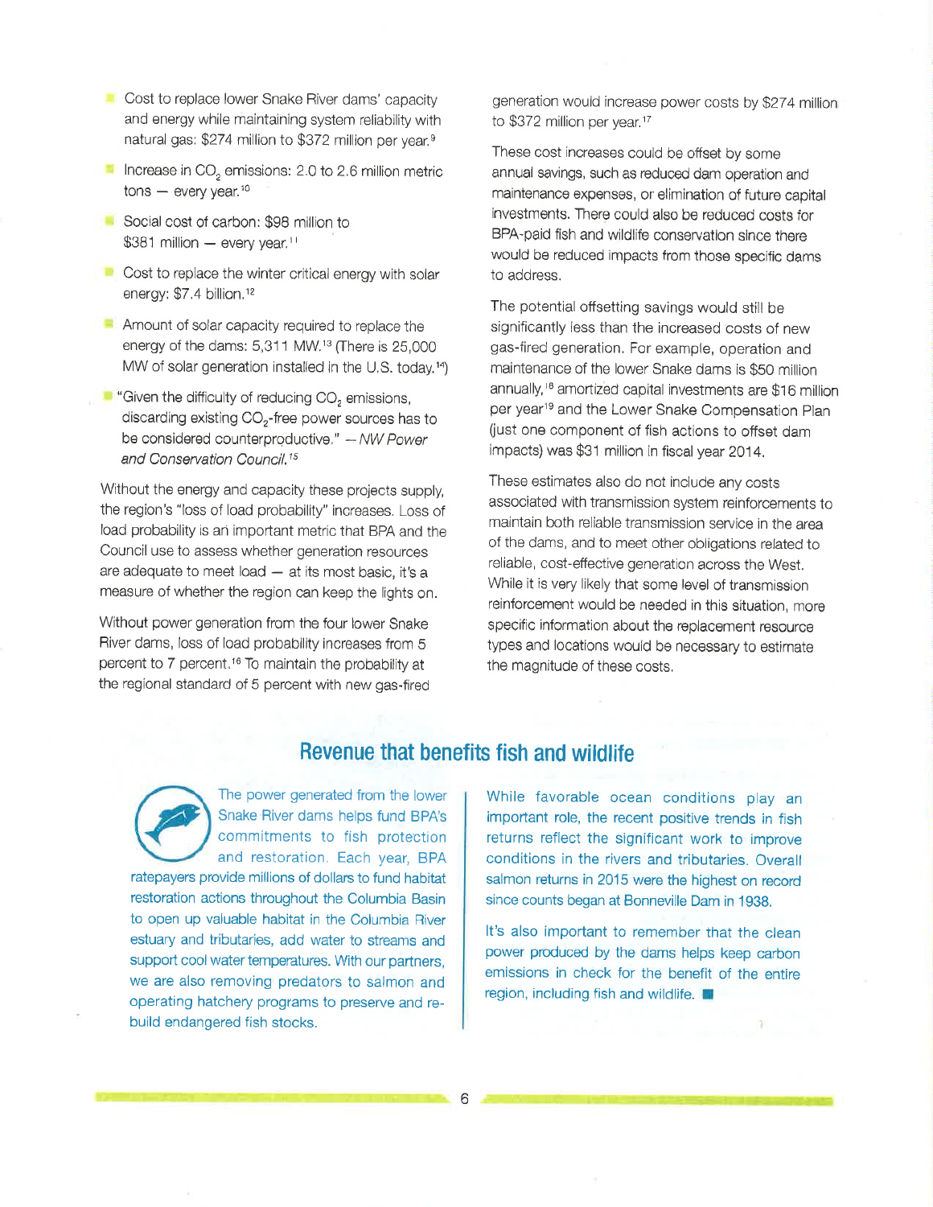- Cost to replace lower Snake River dams' capacity and energy while maintaining system reliability with natural gas: $274 million to $372 million per year.[9]
- Increase in $CO_2$ emissions: 2.0 to 2.6 million metric tons — every year.[10]
- Social cost of carbon: $98 million to $381 million — every year.[11]
- Cost to replace the winter critical energy with solar energy: $7.4 billion.[12]
- Amount of solar capacity required to replace the energy of the dams: 5,311 MW.[13] (There is 25,000 MW of solar generation installed in the U.S. today.[14])
- "Given the difficulty of reducing $CO_2$ emissions, discarding existing $CO_2$-free power sources has to be considered counterproductive." *— NW Power and Conservation Council.*[15]

Without the energy and capacity these projects supply, the region's "loss of load probability" increases. Loss of load probability is an important metric that BPA and the Council use to assess whether generation resources are adequate to meet load — at its most basic, it's a measure of whether the region can keep the lights on.

Without power generation from the four lower Snake River dams, loss of load probability increases from 5 percent to 7 percent.[16] To maintain the probability at the regional standard of 5 percent with new gas-fired generation would increase power costs by $274 million to $372 million per year.[17]

These cost increases could be offset by some annual savings, such as reduced dam operation and maintenance expenses, or elimination of future capital investments. There could also be reduced costs for BPA-paid fish and wildlife conservation since there would be reduced impacts from those specific dams to address.

The potential offsetting savings would still be significantly less than the increased costs of new gas-fired generation. For example, operation and maintenance of the lower Snake dams is $50 million annually,[18] amortized capital investments are $16 million per year[19] and the Lower Snake Compensation Plan (just one component of fish actions to offset dam impacts) was $31 million in fiscal year 2014.

These estimates also do not include any costs associated with transmission system reinforcements to maintain both reliable transmission service in the area of the dams, and to meet other obligations related to reliable, cost-effective generation across the West. While it is very likely that some level of transmission reinforcement would be needed in this situation, more specific information about the replacement resource types and locations would be necessary to estimate the magnitude of these costs.

## Revenue that benefits fish and wildlife

The power generated from the lower Snake River dams helps fund BPA's commitments to fish protection and restoration. Each year, BPA ratepayers provide millions of dollars to fund habitat restoration actions throughout the Columbia Basin to open up valuable habitat in the Columbia River estuary and tributaries, add water to streams and support cool water temperatures. With our partners, we are also removing predators to salmon and operating hatchery programs to preserve and re-build endangered fish stocks.

While favorable ocean conditions play an important role, the recent positive trends in fish returns reflect the significant work to improve conditions in the rivers and tributaries. Overall salmon returns in 2015 were the highest on record since counts began at Bonneville Dam in 1938.

It's also important to remember that the clean power produced by the dams helps keep carbon emissions in check for the benefit of the entire region, including fish and wildlife.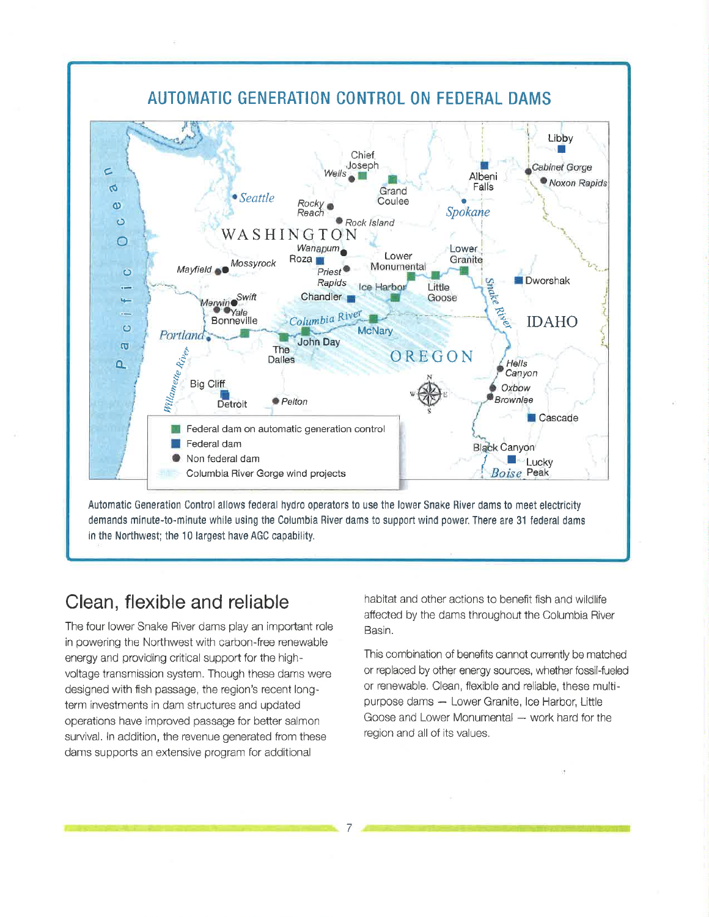## AUTOMATIC GENERATION CONTROL ON FEDERAL DAMS

- Federal dam on automatic generation control
- Federal dam
- Non federal dam
- Columbia River Gorge wind projects

Automatic Generation Control allows federal hydro operators to use the lower Snake River dams to meet electricity demands minute-to-minute while using the Columbia River dams to support wind power. There are 31 federal dams in the Northwest; the 10 largest have AGC capability.

## Clean, flexible and reliable

The four lower Snake River dams play an important role in powering the Northwest with carbon-free renewable energy and providing critical support for the high-voltage transmission system. Though these dams were designed with fish passage, the region's recent long-term investments in dam structures and updated operations have improved passage for better salmon survival. In addition, the revenue generated from these dams supports an extensive program for additional habitat and other actions to benefit fish and wildlife affected by the dams throughout the Columbia River Basin.

This combination of benefits cannot currently be matched or replaced by other energy sources, whether fossil-fueled or renewable. Clean, flexible and reliable, these multi-purpose dams — Lower Granite, Ice Harbor, Little Goose and Lower Monumental — work hard for the region and all of its values.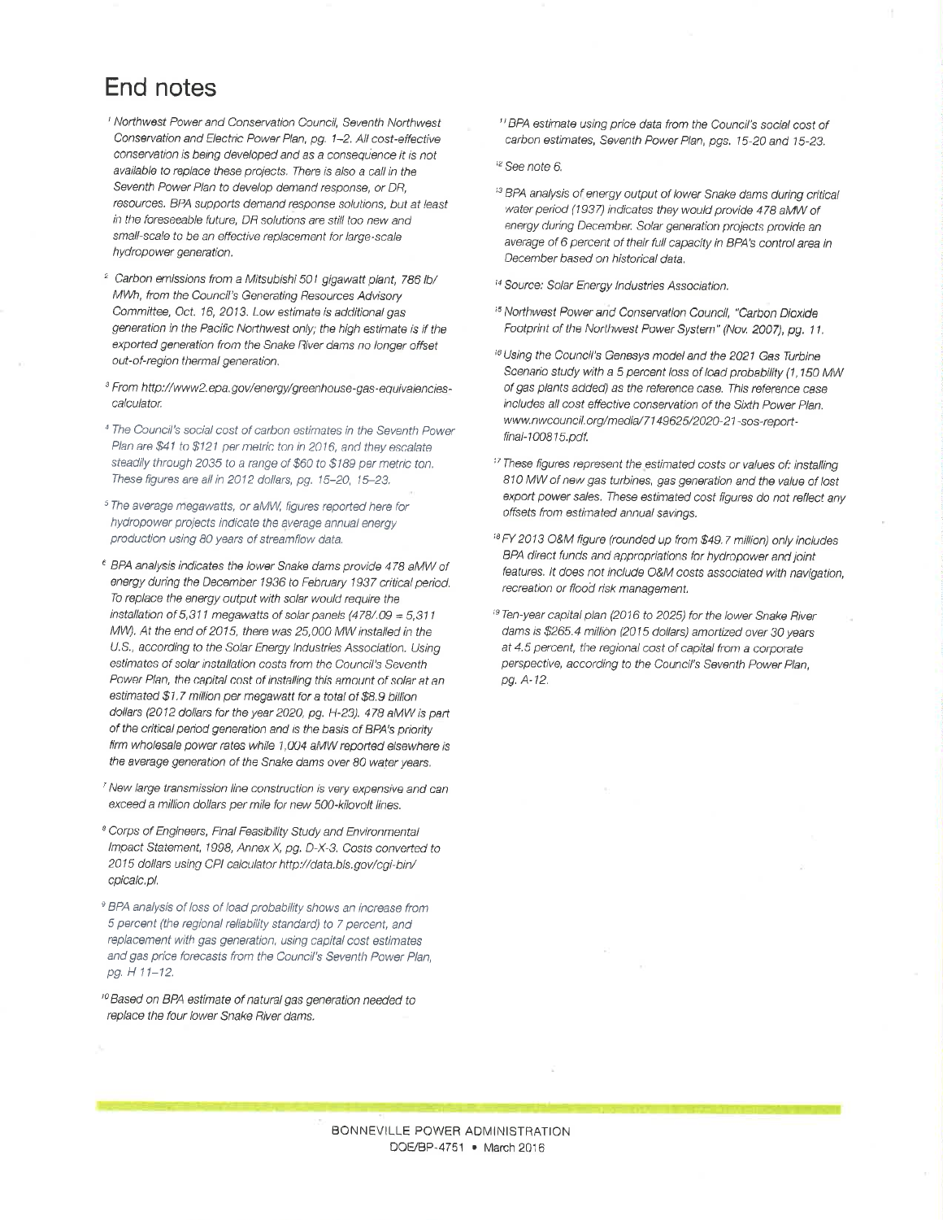## End notes

[1] Northwest Power and Conservation Council, Seventh Northwest Conservation and Electric Power Plan, pg. 1–2. All cost-effective conservation is being developed and as a consequence it is not available to replace these projects. There is also a call in the Seventh Power Plan to develop demand response, or DR, resources. BPA supports demand response solutions, but at least in the foreseeable future, DR solutions are still too new and small-scale to be an effective replacement for large-scale hydropower generation.

[2] Carbon emissions from a Mitsubishi 501 gigawatt plant, 786 lb/MWh, from the Council's Generating Resources Advisory Committee, Oct. 16, 2013. Low estimate is additional gas generation in the Pacific Northwest only; the high estimate is if the exported generation from the Snake River dams no longer offset out-of-region thermal generation.

[3] From http://www2.epa.gov/energy/greenhouse-gas-equivalencies-calculator.

[4] The Council's social cost of carbon estimates in the Seventh Power Plan are $41 to $121 per metric ton in 2016, and they escalate steadily through 2035 to a range of $60 to $189 per metric ton. These figures are all in 2012 dollars, pg. 15–20, 15–23.

[5] The average megawatts, or aMW, figures reported here for hydropower projects indicate the average annual energy production using 80 years of streamflow data.

[6] BPA analysis indicates the lower Snake dams provide 478 aMW of energy during the December 1936 to February 1937 critical period. To replace the energy output with solar would require the installation of 5,311 megawatts of solar panels (478/.09 = 5,311 MW). At the end of 2015, there was 25,000 MW installed in the U.S., according to the Solar Energy Industries Association. Using estimates of solar installation costs from the Council's Seventh Power Plan, the capital cost of installing this amount of solar at an estimated $1.7 million per megawatt for a total of $8.9 billion dollars (2012 dollars for the year 2020, pg. H-23). 478 aMW is part of the critical period generation and is the basis of BPA's priority firm wholesale power rates while 1,004 aMW reported elsewhere is the average generation of the Snake dams over 80 water years.

[7] New large transmission line construction is very expensive and can exceed a million dollars per mile for new 500-kilovolt lines.

[8] Corps of Engineers, Final Feasibility Study and Environmental Impact Statement, 1998, Annex X, pg. D-X-3. Costs converted to 2015 dollars using CPI calculator http://data.bls.gov/cgi-bin/cpicalc.pl.

[9] BPA analysis of loss of load probability shows an increase from 5 percent (the regional reliability standard) to 7 percent, and replacement with gas generation, using capital cost estimates and gas price forecasts from the Council's Seventh Power Plan, pg. H 11–12.

[10] Based on BPA estimate of natural gas generation needed to replace the four lower Snake River dams.

[11] BPA estimate using price data from the Council's social cost of carbon estimates, Seventh Power Plan, pgs. 15-20 and 15-23.

[12] See note 6.

[13] BPA analysis of energy output of lower Snake dams during critical water period (1937) indicates they would provide 478 aMW of energy during December. Solar generation projects provide an average of 6 percent of their full capacity in BPA's control area in December based on historical data.

[14] Source: Solar Energy Industries Association.

[15] Northwest Power and Conservation Council, "Carbon Dioxide Footprint of the Northwest Power System" (Nov. 2007), pg. 11.

[16] Using the Council's Genesys model and the 2021 Gas Turbine Scenario study with a 5 percent loss of load probability (1,150 MW of gas plants added) as the reference case. This reference case includes all cost effective conservation of the Sixth Power Plan. www.nwcouncil.org/media/7149625/2020-21-sos-report-final-100815.pdf.

[17] These figures represent the estimated costs or values of: installing 810 MW of new gas turbines, gas generation and the value of lost export power sales. These estimated cost figures do not reflect any offsets from estimated annual savings.

[18] FY 2013 O&M figure (rounded up from $49.7 million) only includes BPA direct funds and appropriations for hydropower and joint features. It does not include O&M costs associated with navigation, recreation or flood risk management.

[19] Ten-year capital plan (2016 to 2025) for the lower Snake River dams is $265.4 million (2015 dollars) amortized over 30 years at 4.5 percent, the regional cost of capital from a corporate perspective, according to the Council's Seventh Power Plan, pg. A-12.

BONNEVILLE POWER ADMINISTRATION
DOE/BP-4751 • March 2016